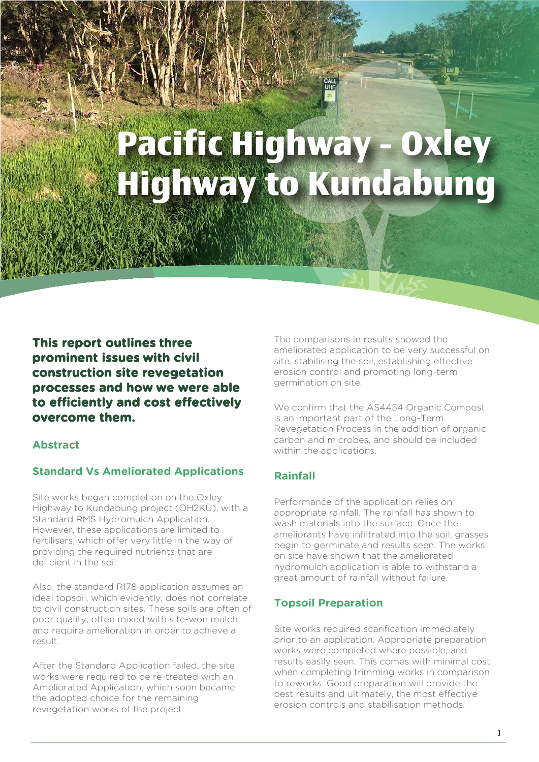# Pacific Highway - Oxley Highway to Kundabung

**This report outlines three prominent issues with civil construction site revegetation processes and how we were able to efficiently and cost effectively overcome them.**

## Abstract

### Standard Vs Ameliorated Applications

Site works began completion on the Oxley Highway to Kundabung project (OH2KU), with a Standard RMS Hydromulch Application. However, these applications are limited to fertilisers, which offer very little in the way of providing the required nutrients that are deficient in the soil.

Also, the standard R178 application assumes an ideal topsoil, which evidently, does not correlate to civil construction sites. These soils are often of poor quality, often mixed with site-won mulch and require amelioration in order to achieve a result.

After the Standard Application failed, the site works were required to be re-treated with an Ameliorated Application, which soon became the adopted choice for the remaining revegetation works of the project.

The comparisons in results showed the ameliorated application to be very successful on site, stabilising the soil, establishing effective erosion control and promoting long-term germination on site.

We confirm that the AS4454 Organic Compost is an important part of the Long-Term Revegetation Process in the addition of organic carbon and microbes, and should be included within the applications.

### Rainfall

Performance of the application relies on appropriate rainfall. The rainfall has shown to wash materials into the surface. Once the ameliorants have infiltrated into the soil, grasses begin to germinate and results seen. The works on site have shown that the ameliorated hydromulch application is able to withstand a great amount of rainfall without failure.

### Topsoil Preparation

Site works required scarification immediately prior to an application. Appropriate preparation works were completed where possible, and results easily seen. This comes with minimal cost when completing trimming works in comparison to reworks. Good preparation will provide the best results and ultimately, the most effective erosion controls and stabilisation methods.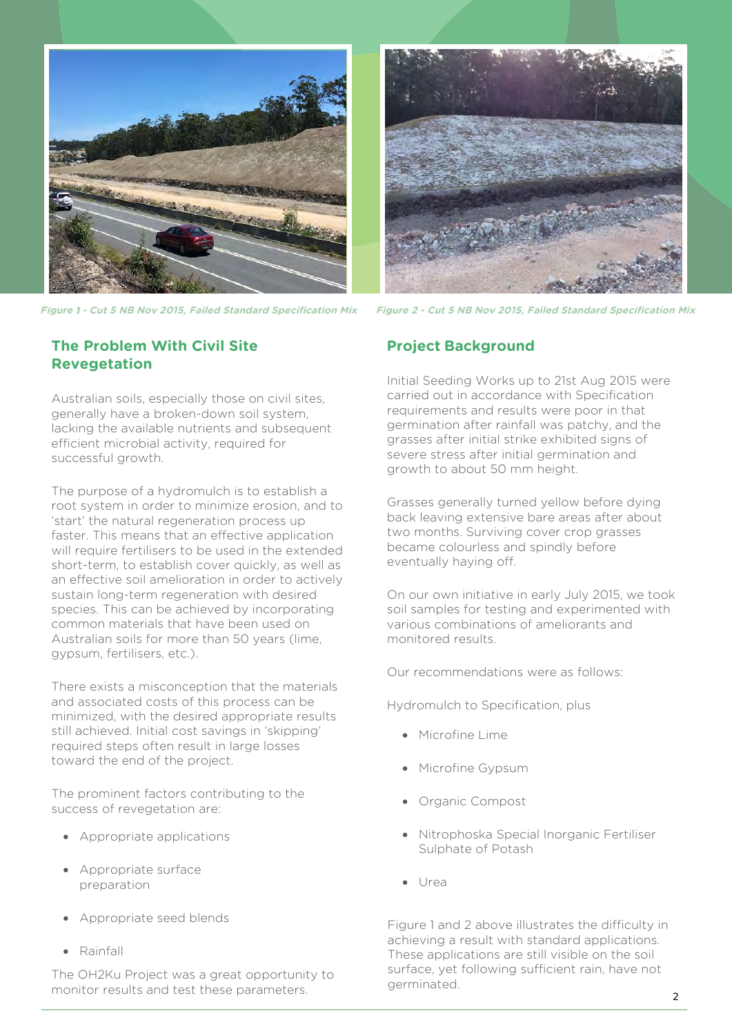*Figure 1 - Cut 5 NB Nov 2015, Failed Standard Specification Mix*

*Figure 2 - Cut 5 NB Nov 2015, Failed Standard Specification Mix*

## The Problem With Civil Site Revegetation

Australian soils, especially those on civil sites, generally have a broken-down soil system, lacking the available nutrients and subsequent efficient microbial activity, required for successful growth.

The purpose of a hydromulch is to establish a root system in order to minimize erosion, and to 'start' the natural regeneration process up faster. This means that an effective application will require fertilisers to be used in the extended short-term, to establish cover quickly, as well as an effective soil amelioration in order to actively sustain long-term regeneration with desired species. This can be achieved by incorporating common materials that have been used on Australian soils for more than 50 years (lime, gypsum, fertilisers, etc.).

There exists a misconception that the materials and associated costs of this process can be minimized, with the desired appropriate results still achieved. Initial cost savings in 'skipping' required steps often result in large losses toward the end of the project.

The prominent factors contributing to the success of revegetation are:

- Appropriate applications
- Appropriate surface preparation
- Appropriate seed blends
- Rainfall

The OH2Ku Project was a great opportunity to monitor results and test these parameters.

## Project Background

Initial Seeding Works up to 21st Aug 2015 were carried out in accordance with Specification requirements and results were poor in that germination after rainfall was patchy, and the grasses after initial strike exhibited signs of severe stress after initial germination and growth to about 50 mm height.

Grasses generally turned yellow before dying back leaving extensive bare areas after about two months. Surviving cover crop grasses became colourless and spindly before eventually haying off.

On our own initiative in early July 2015, we took soil samples for testing and experimented with various combinations of ameliorants and monitored results.

Our recommendations were as follows:

Hydromulch to Specification, plus

- Microfine Lime
- Microfine Gypsum
- Organic Compost
- Nitrophoska Special Inorganic Fertiliser Sulphate of Potash
- Urea

Figure 1 and 2 above illustrates the difficulty in achieving a result with standard applications. These applications are still visible on the soil surface, yet following sufficient rain, have not germinated.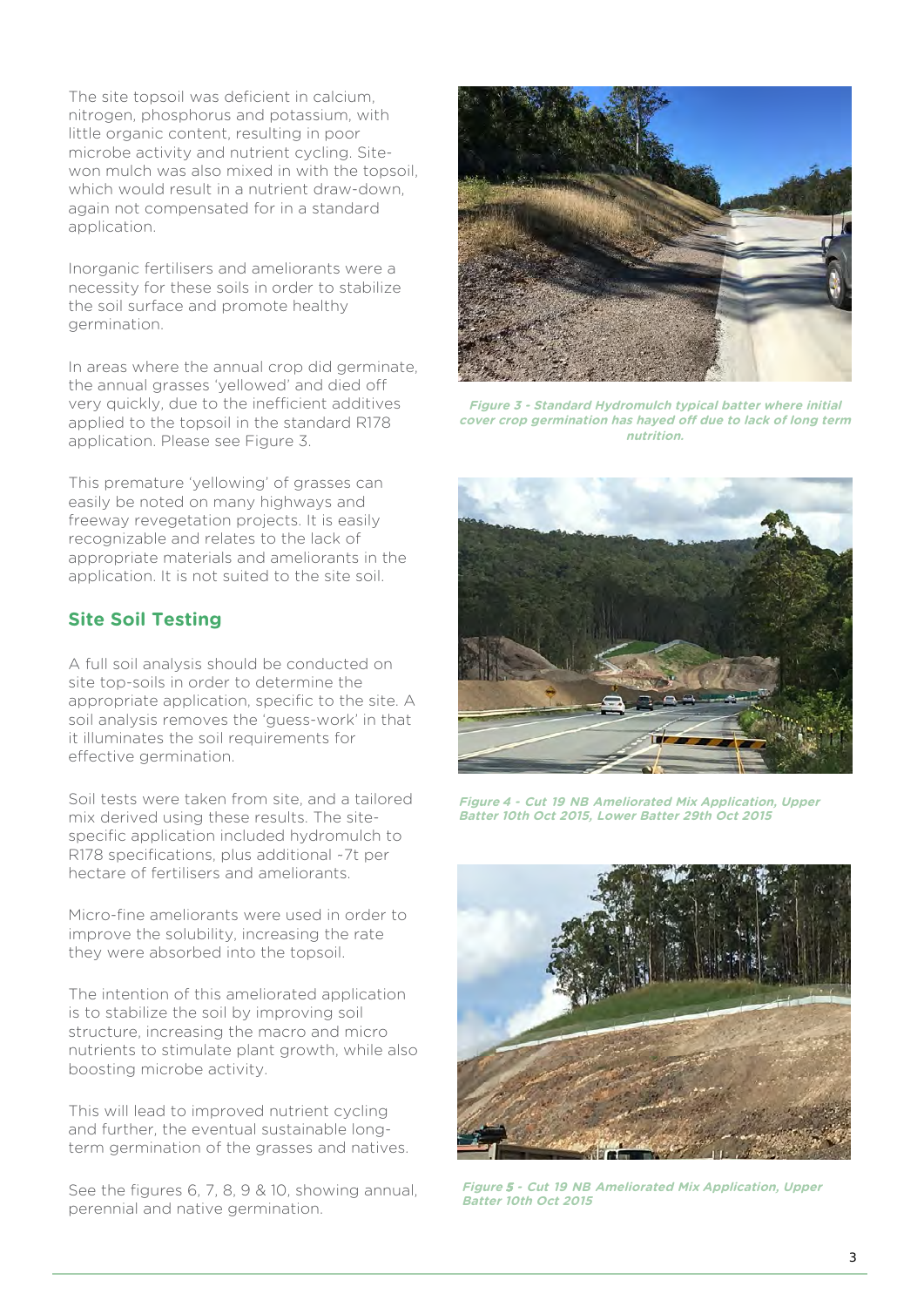The site topsoil was deficient in calcium, nitrogen, phosphorus and potassium, with little organic content, resulting in poor microbe activity and nutrient cycling. Site-won mulch was also mixed in with the topsoil, which would result in a nutrient draw-down, again not compensated for in a standard application.

Inorganic fertilisers and ameliorants were a necessity for these soils in order to stabilize the soil surface and promote healthy germination.

In areas where the annual crop did germinate, the annual grasses 'yellowed' and died off very quickly, due to the inefficient additives applied to the topsoil in the standard R178 application. Please see Figure 3.

This premature 'yellowing' of grasses can easily be noted on many highways and freeway revegetation projects. It is easily recognizable and relates to the lack of appropriate materials and ameliorants in the application. It is not suited to the site soil.

## Site Soil Testing

A full soil analysis should be conducted on site top-soils in order to determine the appropriate application, specific to the site. A soil analysis removes the 'guess-work' in that it illuminates the soil requirements for effective germination.

Soil tests were taken from site, and a tailored mix derived using these results. The site-specific application included hydromulch to R178 specifications, plus additional ~7t per hectare of fertilisers and ameliorants.

Micro-fine ameliorants were used in order to improve the solubility, increasing the rate they were absorbed into the topsoil.

The intention of this ameliorated application is to stabilize the soil by improving soil structure, increasing the macro and micro nutrients to stimulate plant growth, while also boosting microbe activity.

This will lead to improved nutrient cycling and further, the eventual sustainable long-term germination of the grasses and natives.

See the figures 6, 7, 8, 9 & 10, showing annual, perennial and native germination.

*Figure 3 - Standard Hydromulch typical batter where initial cover crop germination has hayed off due to lack of long term nutrition.*

*Figure 4 - Cut 19 NB Ameliorated Mix Application, Upper Batter 10th Oct 2015, Lower Batter 29th Oct 2015*

*Figure 5 - Cut 19 NB Ameliorated Mix Application, Upper Batter 10th Oct 2015*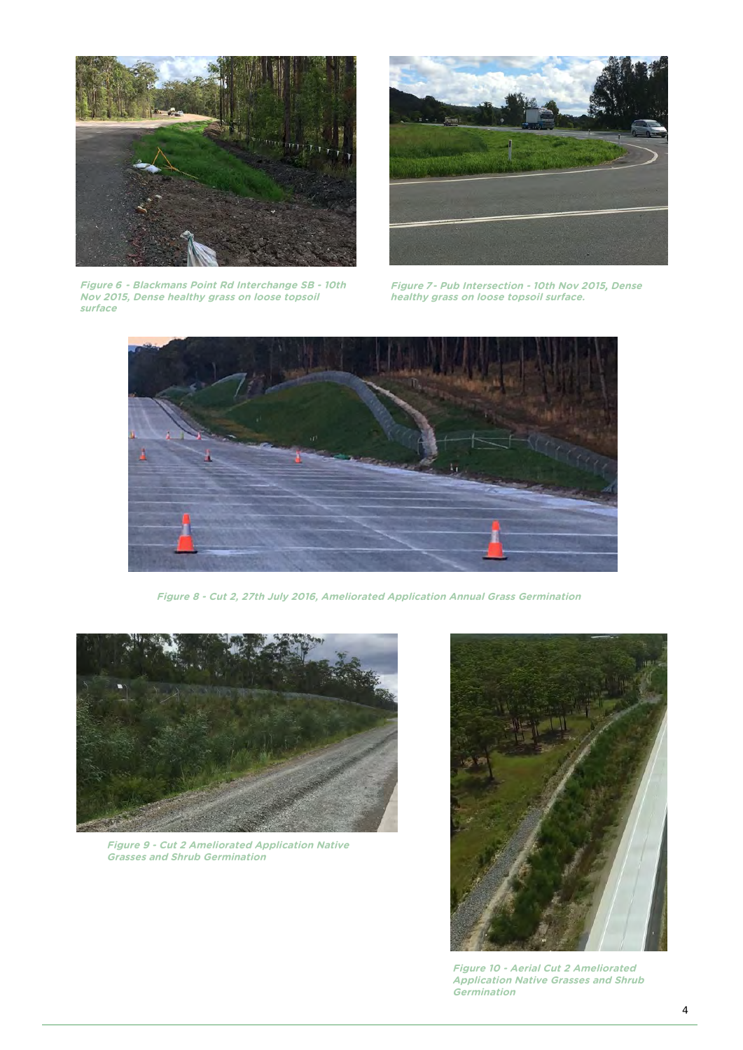*Figure 6 - Blackmans Point Rd Interchange SB - 10th Nov 2015, Dense healthy grass on loose topsoil surface*

*Figure 7 - Pub Intersection - 10th Nov 2015, Dense healthy grass on loose topsoil surface.*

*Figure 8 - Cut 2, 27th July 2016, Ameliorated Application Annual Grass Germination*

*Figure 9 - Cut 2 Ameliorated Application Native Grasses and Shrub Germination*

*Figure 10 - Aerial Cut 2 Ameliorated Application Native Grasses and Shrub Germination*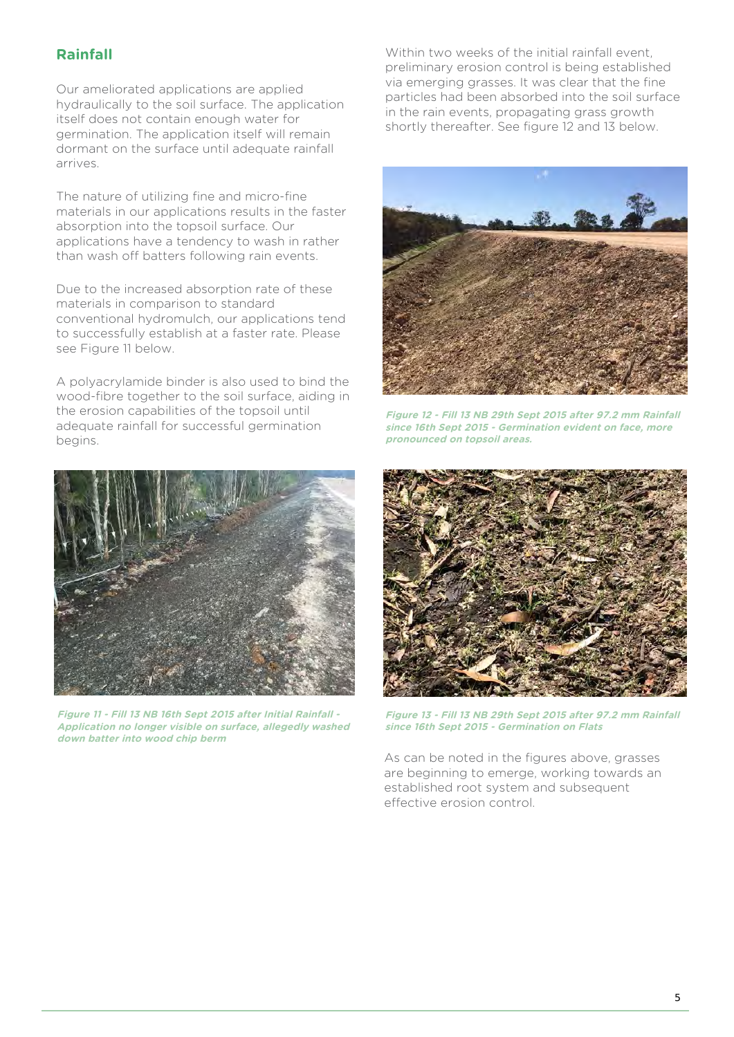## Rainfall

Our ameliorated applications are applied hydraulically to the soil surface. The application itself does not contain enough water for germination. The application itself will remain dormant on the surface until adequate rainfall arrives.

The nature of utilizing fine and micro-fine materials in our applications results in the faster absorption into the topsoil surface. Our applications have a tendency to wash in rather than wash off batters following rain events.

Due to the increased absorption rate of these materials in comparison to standard conventional hydromulch, our applications tend to successfully establish at a faster rate. Please see Figure 11 below.

A polyacrylamide binder is also used to bind the wood-fibre together to the soil surface, aiding in the erosion capabilities of the topsoil until adequate rainfall for successful germination begins.

***Figure 11 - Fill 13 NB 16th Sept 2015 after Initial Rainfall - Application no longer visible on surface, allegedly washed down batter into wood chip berm***

Within two weeks of the initial rainfall event, preliminary erosion control is being established via emerging grasses. It was clear that the fine particles had been absorbed into the soil surface in the rain events, propagating grass growth shortly thereafter. See figure 12 and 13 below.

***Figure 12 - Fill 13 NB 29th Sept 2015 after 97.2 mm Rainfall since 16th Sept 2015 - Germination evident on face, more pronounced on topsoil areas.***

***Figure 13 - Fill 13 NB 29th Sept 2015 after 97.2 mm Rainfall since 16th Sept 2015 - Germination on Flats***

As can be noted in the figures above, grasses are beginning to emerge, working towards an established root system and subsequent effective erosion control.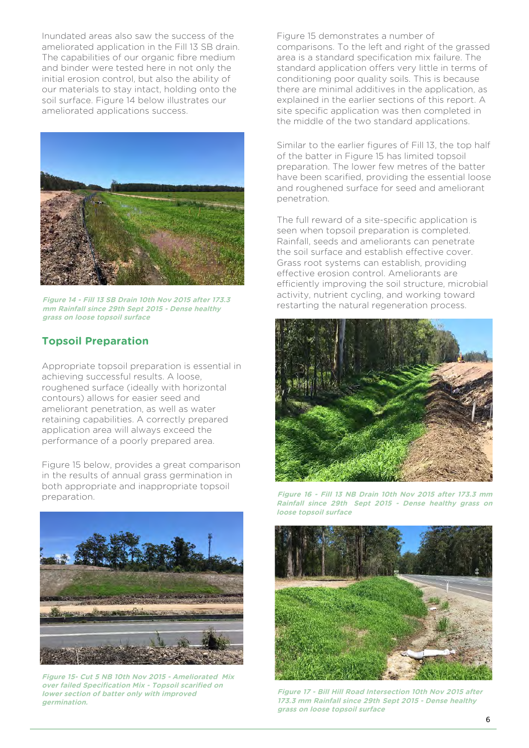Inundated areas also saw the success of the ameliorated application in the Fill 13 SB drain. The capabilities of our organic fibre medium and binder were tested here in not only the initial erosion control, but also the ability of our materials to stay intact, holding onto the soil surface. Figure 14 below illustrates our ameliorated applications success.

*Figure 14 - Fill 13 SB Drain 10th Nov 2015 after 173.3 mm Rainfall since 29th Sept 2015 - Dense healthy grass on loose topsoil surface*

## Topsoil Preparation

Appropriate topsoil preparation is essential in achieving successful results. A loose, roughened surface (ideally with horizontal contours) allows for easier seed and ameliorant penetration, as well as water retaining capabilities. A correctly prepared application area will always exceed the performance of a poorly prepared area.

Figure 15 below, provides a great comparison in the results of annual grass germination in both appropriate and inappropriate topsoil preparation.

*Figure 15- Cut 5 NB 10th Nov 2015 - Ameliorated Mix over failed Specification Mix - Topsoil scarified on lower section of batter only with improved germination.*

Figure 15 demonstrates a number of comparisons. To the left and right of the grassed area is a standard specification mix failure. The standard application offers very little in terms of conditioning poor quality soils. This is because there are minimal additives in the application, as explained in the earlier sections of this report. A site specific application was then completed in the middle of the two standard applications.

Similar to the earlier figures of Fill 13, the top half of the batter in Figure 15 has limited topsoil preparation. The lower few metres of the batter have been scarified, providing the essential loose and roughened surface for seed and ameliorant penetration.

The full reward of a site-specific application is seen when topsoil preparation is completed. Rainfall, seeds and ameliorants can penetrate the soil surface and establish effective cover. Grass root systems can establish, providing effective erosion control. Ameliorants are efficiently improving the soil structure, microbial activity, nutrient cycling, and working toward restarting the natural regeneration process.

*Figure 16 - Fill 13 NB Drain 10th Nov 2015 after 173.3 mm Rainfall since 29th Sept 2015 - Dense healthy grass on loose topsoil surface*

*Figure 17 - Bill Hill Road Intersection 10th Nov 2015 after 173.3 mm Rainfall since 29th Sept 2015 - Dense healthy grass on loose topsoil surface*